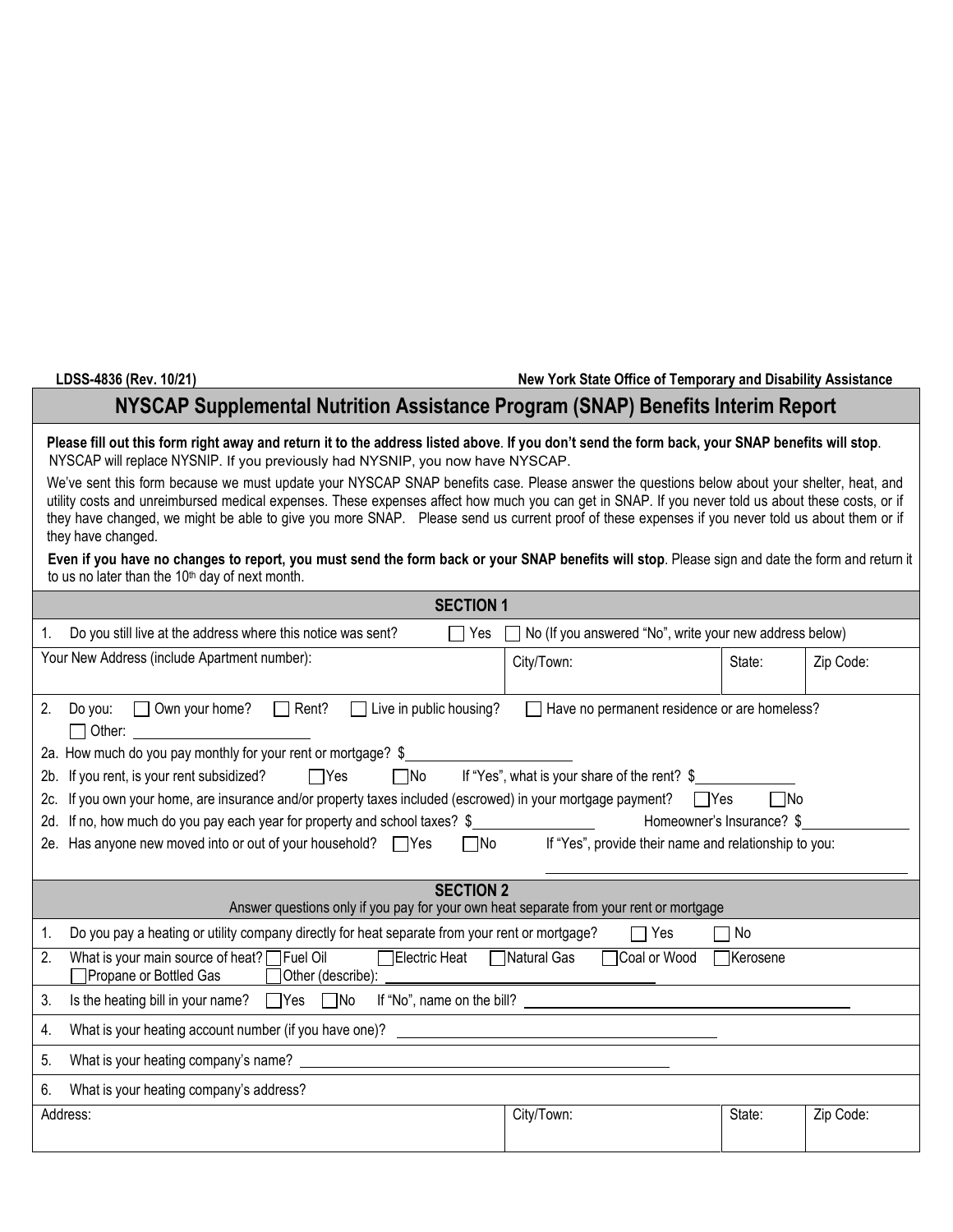LDSS-4836 (Rev. 10/21) New York State Office of Temporary and Disability Assistance

# NYSCAP Supplemental Nutrition Assistance Program (SNAP) Benefits Interim Report

**Please fill out this form right away and return it to the address listed above**. **If you don't send the form back, your SNAP benefits will stop**. NYSCAP will replace NYSNIP. If you previously had NYSNIP, you now have NYSCAP.

We've sent this form because we must update your NYSCAP SNAP benefits case. Please answer the questions below about your shelter, heat, and utility costs and unreimbursed medical expenses. These expenses affect how much you can get in SNAP. If you never told us about these costs, or if they have changed, we might be able to give you more SNAP. Please send us current proof of these expenses if you never told us about them or if they have changed.

**Even if you have no changes to report, you must send the form back or your SNAP benefits will stop**. Please sign and date the form and return it to us no later than the 10th day of next month.

## SECTION 1

1. Do you still live at the address where this notice was sent? ☐ Yes ☐ No (If you answered "No", write your new address below)

| Your New Address (include Apartment number): | City/Town: | State: | Zip Code: |
|---|---|---|---|
| | | | |

2. Do you: ☐ Own your home? ☐ Rent? ☐ Live in public housing? ☐ Have no permanent residence or are homeless? ☐ Other: ____________

2a. How much do you pay monthly for your rent or mortgage? $____________

2b. If you rent, is your rent subsidized? ☐ Yes ☐ No If "Yes", what is your share of the rent? $____________

2c. If you own your home, are insurance and/or property taxes included (escrowed) in your mortgage payment? ☐ Yes ☐ No

2d. If no, how much do you pay each year for property and school taxes? $____________ Homeowner's Insurance? $____________

2e. Has anyone new moved into or out of your household? ☐ Yes ☐ No If "Yes", provide their name and relationship to you: ____________

## SECTION 2

Answer questions only if you pay for your own heat separate from your rent or mortgage

1. Do you pay a heating or utility company directly for heat separate from your rent or mortgage? ☐ Yes ☐ No

2. What is your main source of heat? ☐ Fuel Oil ☐ Electric Heat ☐ Natural Gas ☐ Coal or Wood ☐ Kerosene ☐ Propane or Bottled Gas ☐ Other (describe): ____________

3. Is the heating bill in your name? ☐ Yes ☐ No If "No", name on the bill? ____________

4. What is your heating account number (if you have one)? ____________

5. What is your heating company's name? ____________

6. What is your heating company's address?

| Address: | City/Town: | State: | Zip Code: |
|---|---|---|---|
| | | | |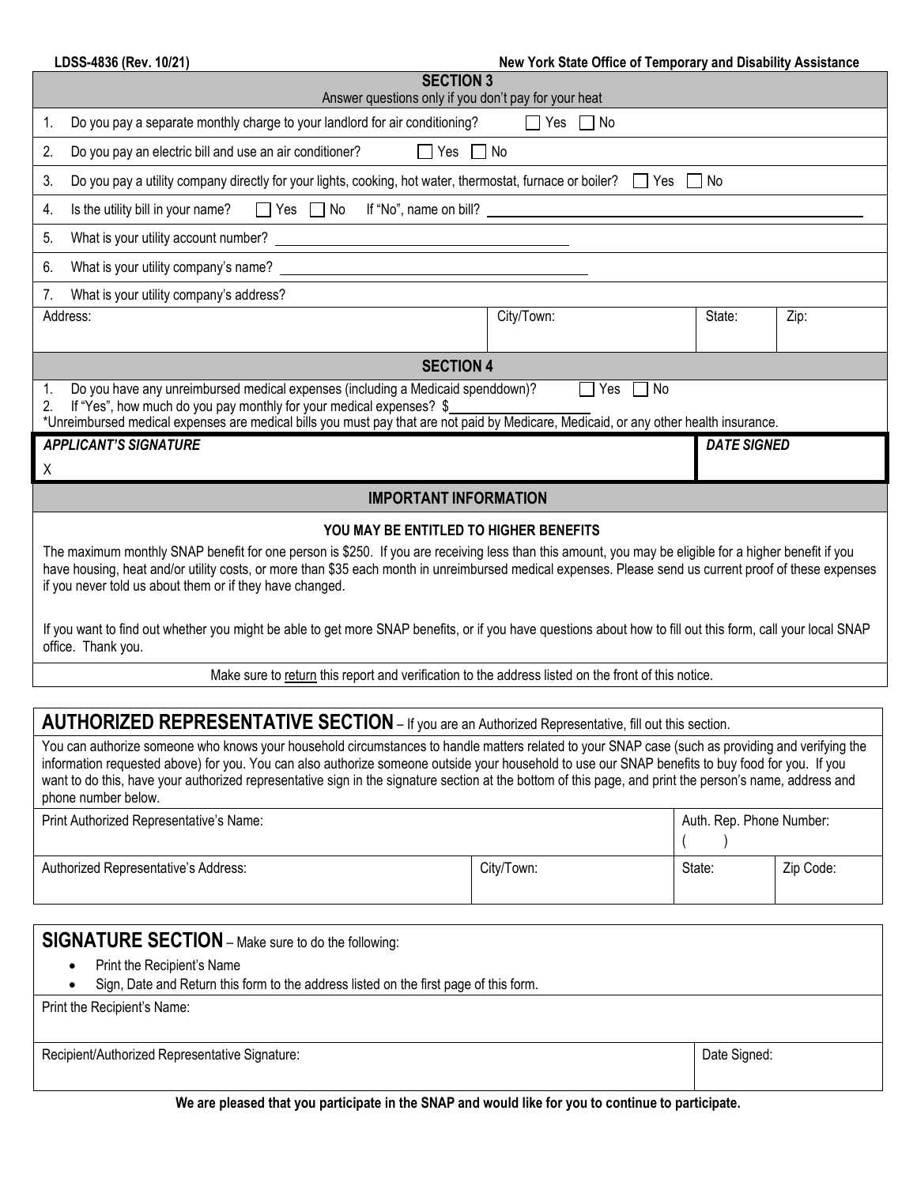## SECTION 3

Answer questions only if you don't pay for your heat

1. Do you pay a separate monthly charge to your landlord for air conditioning? ☐ Yes ☐ No
2. Do you pay an electric bill and use an air conditioner? ☐ Yes ☐ No
3. Do you pay a utility company directly for your lights, cooking, hot water, thermostat, furnace or boiler? ☐ Yes ☐ No
4. Is the utility bill in your name? ☐ Yes ☐ No If "No", name on bill? ______________________
5. What is your utility account number? ______________________
6. What is your utility company's name? ______________________
7. What is your utility company's address?

| Address: | City/Town: | State: | Zip: |
|---|---|---|---|
| | | | |

## SECTION 4

1. Do you have any unreimbursed medical expenses (including a Medicaid spenddown)? ☐ Yes ☐ No
2. If "Yes", how much do you pay monthly for your medical expenses? $______________

*Unreimbursed medical expenses are medical bills you must pay that are not paid by Medicare, Medicaid, or any other health insurance.

| ***APPLICANT'S SIGNATURE*** | ***DATE SIGNED*** |
|---|---|
| X | |

## IMPORTANT INFORMATION

**YOU MAY BE ENTITLED TO HIGHER BENEFITS**

The maximum monthly SNAP benefit for one person is $250. If you are receiving less than this amount, you may be eligible for a higher benefit if you have housing, heat and/or utility costs, or more than $35 each month in unreimbursed medical expenses. Please send us current proof of these expenses if you never told us about them or if they have changed.

If you want to find out whether you might be able to get more SNAP benefits, or if you have questions about how to fill out this form, call your local SNAP office. Thank you.

Make sure to return this report and verification to the address listed on the front of this notice.

## AUTHORIZED REPRESENTATIVE SECTION – If you are an Authorized Representative, fill out this section.

You can authorize someone who knows your household circumstances to handle matters related to your SNAP case (such as providing and verifying the information requested above) for you. You can also authorize someone outside your household to use our SNAP benefits to buy food for you. If you want to do this, have your authorized representative sign in the signature section at the bottom of this page, and print the person's name, address and phone number below.

| Print Authorized Representative's Name: | | Auth. Rep. Phone Number: ( ) | |
|---|---|---|---|
| Authorized Representative's Address: | City/Town: | State: | Zip Code: |

## SIGNATURE SECTION – Make sure to do the following:

- Print the Recipient's Name
- Sign, Date and Return this form to the address listed on the first page of this form.

| Print the Recipient's Name: | |
|---|---|
| Recipient/Authorized Representative Signature: | Date Signed: |

**We are pleased that you participate in the SNAP and would like for you to continue to participate.**